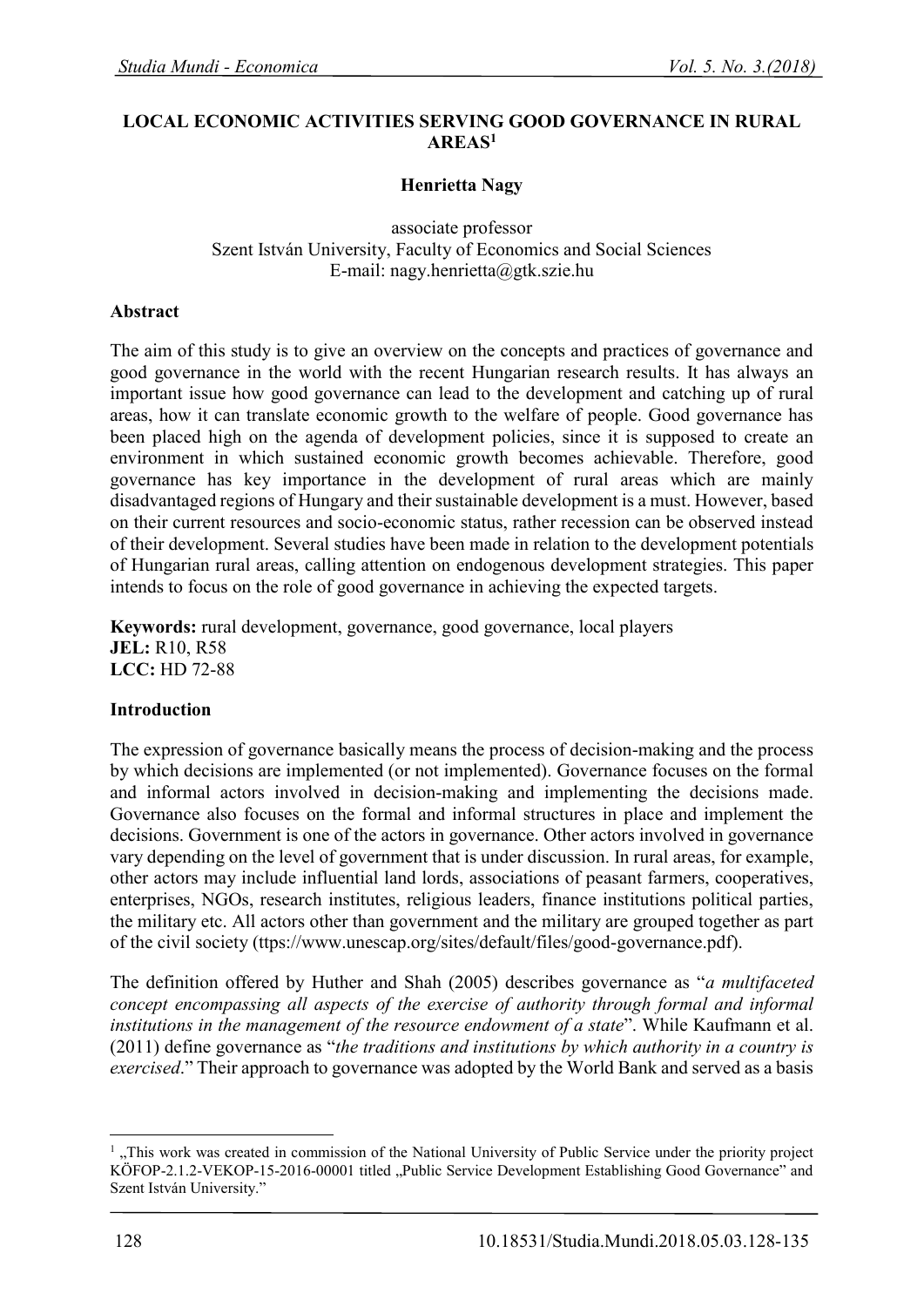# LOCAL ECONOMIC ACTIVITIES SERVING GOOD GOVERNANCE IN RURAL AREAS[1]

**Henrietta Nagy**

associate professor
Szent István University, Faculty of Economics and Social Sciences
E-mail: nagy.henrietta@gtk.szie.hu

## Abstract

The aim of this study is to give an overview on the concepts and practices of governance and good governance in the world with the recent Hungarian research results. It has always an important issue how good governance can lead to the development and catching up of rural areas, how it can translate economic growth to the welfare of people. Good governance has been placed high on the agenda of development policies, since it is supposed to create an environment in which sustained economic growth becomes achievable. Therefore, good governance has key importance in the development of rural areas which are mainly disadvantaged regions of Hungary and their sustainable development is a must. However, based on their current resources and socio-economic status, rather recession can be observed instead of their development. Several studies have been made in relation to the development potentials of Hungarian rural areas, calling attention on endogenous development strategies. This paper intends to focus on the role of good governance in achieving the expected targets.

**Keywords:** rural development, governance, good governance, local players
**JEL:** R10, R58
**LCC:** HD 72-88

## Introduction

The expression of governance basically means the process of decision-making and the process by which decisions are implemented (or not implemented). Governance focuses on the formal and informal actors involved in decision-making and implementing the decisions made. Governance also focuses on the formal and informal structures in place and implement the decisions. Government is one of the actors in governance. Other actors involved in governance vary depending on the level of government that is under discussion. In rural areas, for example, other actors may include influential land lords, associations of peasant farmers, cooperatives, enterprises, NGOs, research institutes, religious leaders, finance institutions political parties, the military etc. All actors other than government and the military are grouped together as part of the civil society (ttps://www.unescap.org/sites/default/files/good-governance.pdf).

The definition offered by Huther and Shah (2005) describes governance as "*a multifaceted concept encompassing all aspects of the exercise of authority through formal and informal institutions in the management of the resource endowment of a state*". While Kaufmann et al. (2011) define governance as "*the traditions and institutions by which authority in a country is exercised.*" Their approach to governance was adopted by the World Bank and served as a basis

---

[1] „This work was created in commission of the National University of Public Service under the priority project KÖFOP-2.1.2-VEKOP-15-2016-00001 titled „Public Service Development Establishing Good Governance" and Szent István University."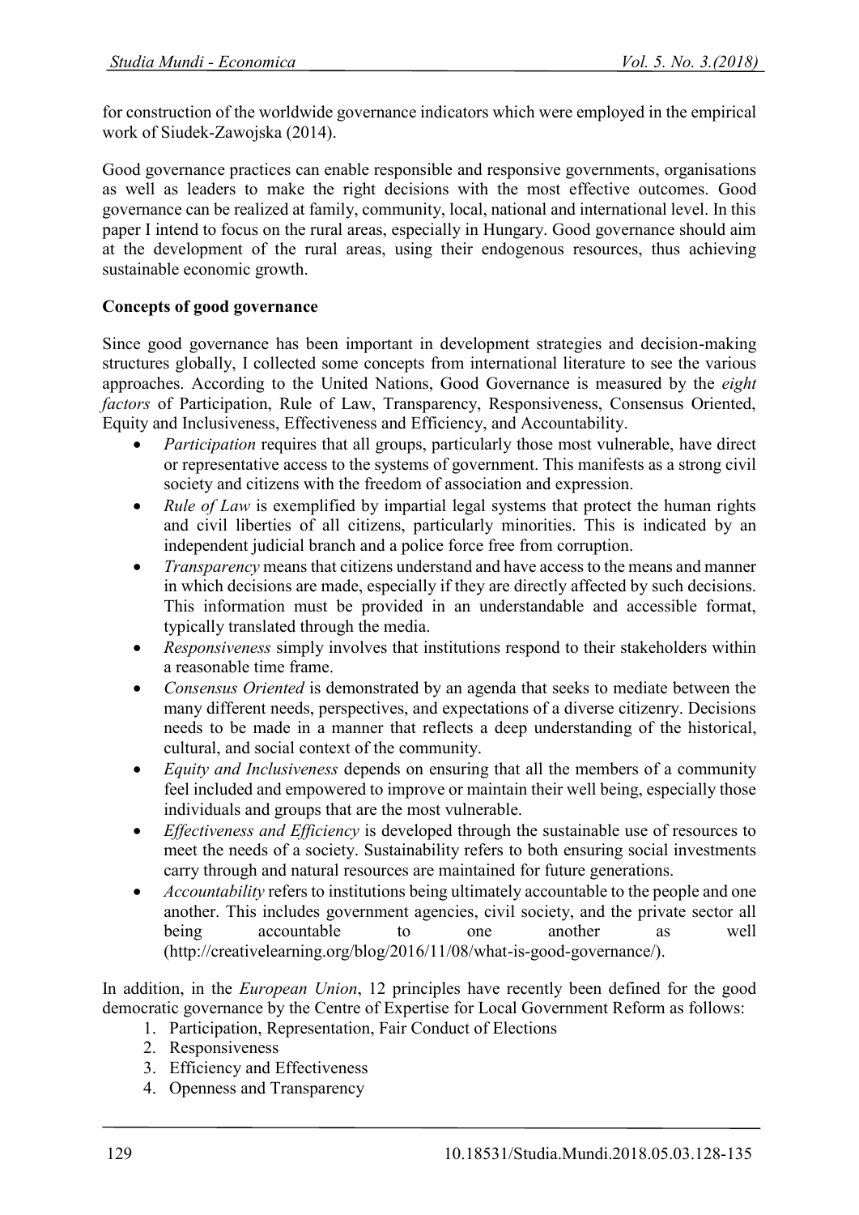for construction of the worldwide governance indicators which were employed in the empirical work of Siudek-Zawojska (2014).

Good governance practices can enable responsible and responsive governments, organisations as well as leaders to make the right decisions with the most effective outcomes. Good governance can be realized at family, community, local, national and international level. In this paper I intend to focus on the rural areas, especially in Hungary. Good governance should aim at the development of the rural areas, using their endogenous resources, thus achieving sustainable economic growth.

**Concepts of good governance**

Since good governance has been important in development strategies and decision-making structures globally, I collected some concepts from international literature to see the various approaches. According to the United Nations, Good Governance is measured by the *eight factors* of Participation, Rule of Law, Transparency, Responsiveness, Consensus Oriented, Equity and Inclusiveness, Effectiveness and Efficiency, and Accountability.

- *Participation* requires that all groups, particularly those most vulnerable, have direct or representative access to the systems of government. This manifests as a strong civil society and citizens with the freedom of association and expression.
- *Rule of Law* is exemplified by impartial legal systems that protect the human rights and civil liberties of all citizens, particularly minorities. This is indicated by an independent judicial branch and a police force free from corruption.
- *Transparency* means that citizens understand and have access to the means and manner in which decisions are made, especially if they are directly affected by such decisions. This information must be provided in an understandable and accessible format, typically translated through the media.
- *Responsiveness* simply involves that institutions respond to their stakeholders within a reasonable time frame.
- *Consensus Oriented* is demonstrated by an agenda that seeks to mediate between the many different needs, perspectives, and expectations of a diverse citizenry. Decisions needs to be made in a manner that reflects a deep understanding of the historical, cultural, and social context of the community.
- *Equity and Inclusiveness* depends on ensuring that all the members of a community feel included and empowered to improve or maintain their well being, especially those individuals and groups that are the most vulnerable.
- *Effectiveness and Efficiency* is developed through the sustainable use of resources to meet the needs of a society. Sustainability refers to both ensuring social investments carry through and natural resources are maintained for future generations.
- *Accountability* refers to institutions being ultimately accountable to the people and one another. This includes government agencies, civil society, and the private sector all being accountable to one another as well (http://creativelearning.org/blog/2016/11/08/what-is-good-governance/).

In addition, in the *European Union*, 12 principles have recently been defined for the good democratic governance by the Centre of Expertise for Local Government Reform as follows:

1. Participation, Representation, Fair Conduct of Elections
2. Responsiveness
3. Efficiency and Effectiveness
4. Openness and Transparency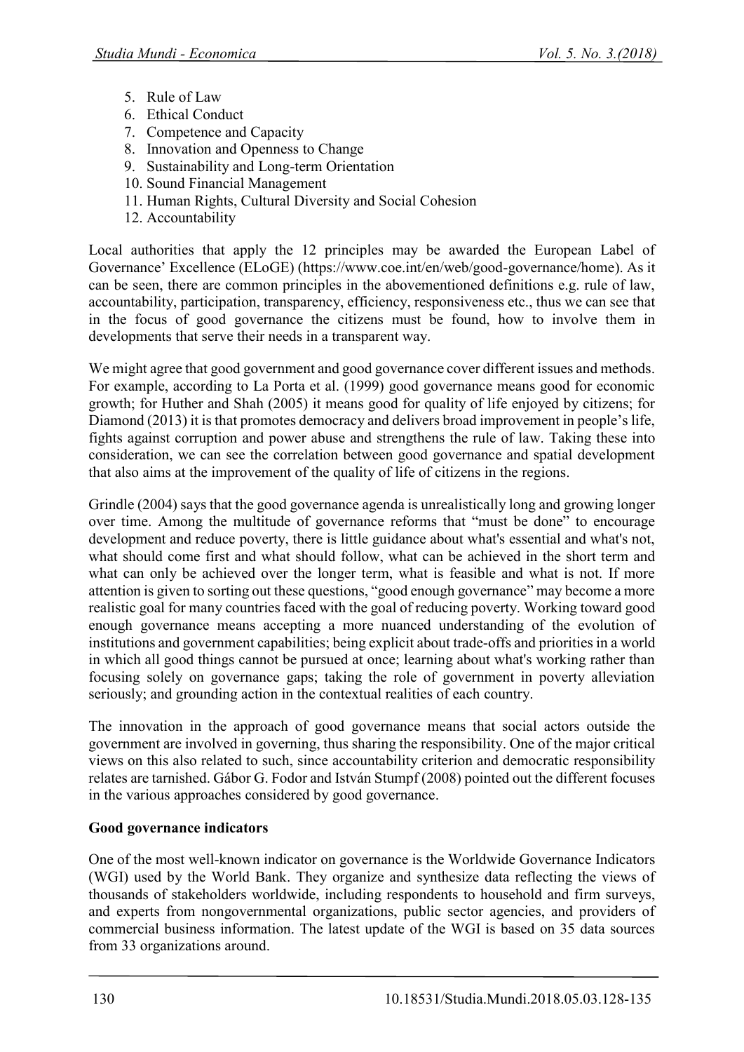5. Rule of Law
6. Ethical Conduct
7. Competence and Capacity
8. Innovation and Openness to Change
9. Sustainability and Long-term Orientation
10. Sound Financial Management
11. Human Rights, Cultural Diversity and Social Cohesion
12. Accountability

Local authorities that apply the 12 principles may be awarded the European Label of Governance' Excellence (ELoGE) (https://www.coe.int/en/web/good-governance/home). As it can be seen, there are common principles in the abovementioned definitions e.g. rule of law, accountability, participation, transparency, efficiency, responsiveness etc., thus we can see that in the focus of good governance the citizens must be found, how to involve them in developments that serve their needs in a transparent way.

We might agree that good government and good governance cover different issues and methods. For example, according to La Porta et al. (1999) good governance means good for economic growth; for Huther and Shah (2005) it means good for quality of life enjoyed by citizens; for Diamond (2013) it is that promotes democracy and delivers broad improvement in people's life, fights against corruption and power abuse and strengthens the rule of law. Taking these into consideration, we can see the correlation between good governance and spatial development that also aims at the improvement of the quality of life of citizens in the regions.

Grindle (2004) says that the good governance agenda is unrealistically long and growing longer over time. Among the multitude of governance reforms that "must be done" to encourage development and reduce poverty, there is little guidance about what's essential and what's not, what should come first and what should follow, what can be achieved in the short term and what can only be achieved over the longer term, what is feasible and what is not. If more attention is given to sorting out these questions, "good enough governance" may become a more realistic goal for many countries faced with the goal of reducing poverty. Working toward good enough governance means accepting a more nuanced understanding of the evolution of institutions and government capabilities; being explicit about trade-offs and priorities in a world in which all good things cannot be pursued at once; learning about what's working rather than focusing solely on governance gaps; taking the role of government in poverty alleviation seriously; and grounding action in the contextual realities of each country.

The innovation in the approach of good governance means that social actors outside the government are involved in governing, thus sharing the responsibility. One of the major critical views on this also related to such, since accountability criterion and democratic responsibility relates are tarnished. Gábor G. Fodor and István Stumpf (2008) pointed out the different focuses in the various approaches considered by good governance.

**Good governance indicators**

One of the most well-known indicator on governance is the Worldwide Governance Indicators (WGI) used by the World Bank. They organize and synthesize data reflecting the views of thousands of stakeholders worldwide, including respondents to household and firm surveys, and experts from nongovernmental organizations, public sector agencies, and providers of commercial business information. The latest update of the WGI is based on 35 data sources from 33 organizations around.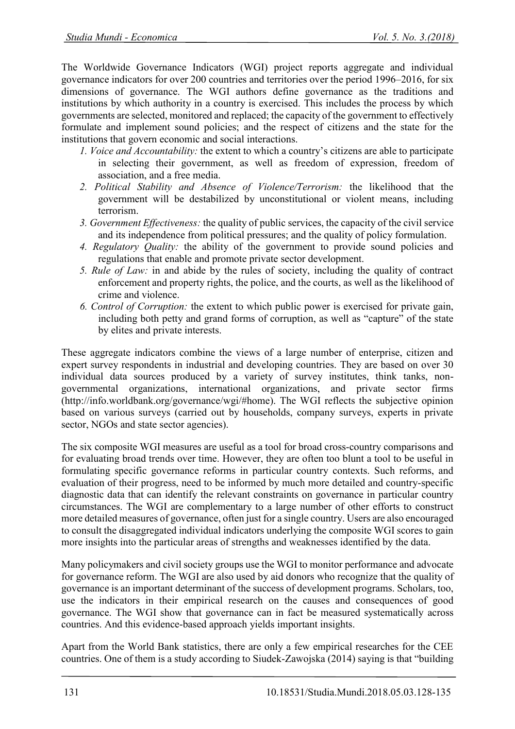The Worldwide Governance Indicators (WGI) project reports aggregate and individual governance indicators for over 200 countries and territories over the period 1996–2016, for six dimensions of governance. The WGI authors define governance as the traditions and institutions by which authority in a country is exercised. This includes the process by which governments are selected, monitored and replaced; the capacity of the government to effectively formulate and implement sound policies; and the respect of citizens and the state for the institutions that govern economic and social interactions.

1. *Voice and Accountability:* the extent to which a country's citizens are able to participate in selecting their government, as well as freedom of expression, freedom of association, and a free media.
2. *Political Stability and Absence of Violence/Terrorism:* the likelihood that the government will be destabilized by unconstitutional or violent means, including terrorism.
3. *Government Effectiveness:* the quality of public services, the capacity of the civil service and its independence from political pressures; and the quality of policy formulation.
4. *Regulatory Quality:* the ability of the government to provide sound policies and regulations that enable and promote private sector development.
5. *Rule of Law:* in and abide by the rules of society, including the quality of contract enforcement and property rights, the police, and the courts, as well as the likelihood of crime and violence.
6. *Control of Corruption:* the extent to which public power is exercised for private gain, including both petty and grand forms of corruption, as well as "capture" of the state by elites and private interests.

These aggregate indicators combine the views of a large number of enterprise, citizen and expert survey respondents in industrial and developing countries. They are based on over 30 individual data sources produced by a variety of survey institutes, think tanks, non-governmental organizations, international organizations, and private sector firms (http://info.worldbank.org/governance/wgi/#home). The WGI reflects the subjective opinion based on various surveys (carried out by households, company surveys, experts in private sector, NGOs and state sector agencies).

The six composite WGI measures are useful as a tool for broad cross-country comparisons and for evaluating broad trends over time. However, they are often too blunt a tool to be useful in formulating specific governance reforms in particular country contexts. Such reforms, and evaluation of their progress, need to be informed by much more detailed and country-specific diagnostic data that can identify the relevant constraints on governance in particular country circumstances. The WGI are complementary to a large number of other efforts to construct more detailed measures of governance, often just for a single country. Users are also encouraged to consult the disaggregated individual indicators underlying the composite WGI scores to gain more insights into the particular areas of strengths and weaknesses identified by the data.

Many policymakers and civil society groups use the WGI to monitor performance and advocate for governance reform. The WGI are also used by aid donors who recognize that the quality of governance is an important determinant of the success of development programs. Scholars, too, use the indicators in their empirical research on the causes and consequences of good governance. The WGI show that governance can in fact be measured systematically across countries. And this evidence-based approach yields important insights.

Apart from the World Bank statistics, there are only a few empirical researches for the CEE countries. One of them is a study according to Siudek-Zawojska (2014) saying is that "building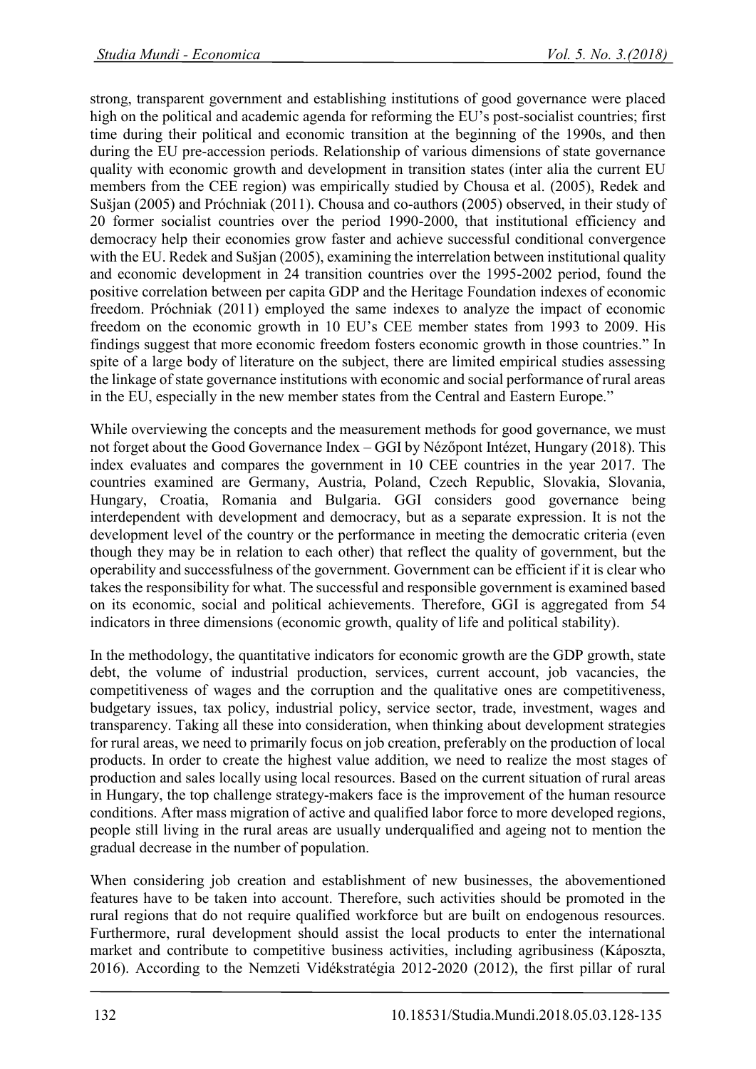strong, transparent government and establishing institutions of good governance were placed high on the political and academic agenda for reforming the EU's post-socialist countries; first time during their political and economic transition at the beginning of the 1990s, and then during the EU pre-accession periods. Relationship of various dimensions of state governance quality with economic growth and development in transition states (inter alia the current EU members from the CEE region) was empirically studied by Chousa et al. (2005), Redek and Sušjan (2005) and Próchniak (2011). Chousa and co-authors (2005) observed, in their study of 20 former socialist countries over the period 1990-2000, that institutional efficiency and democracy help their economies grow faster and achieve successful conditional convergence with the EU. Redek and Sušjan (2005), examining the interrelation between institutional quality and economic development in 24 transition countries over the 1995-2002 period, found the positive correlation between per capita GDP and the Heritage Foundation indexes of economic freedom. Próchniak (2011) employed the same indexes to analyze the impact of economic freedom on the economic growth in 10 EU's CEE member states from 1993 to 2009. His findings suggest that more economic freedom fosters economic growth in those countries." In spite of a large body of literature on the subject, there are limited empirical studies assessing the linkage of state governance institutions with economic and social performance of rural areas in the EU, especially in the new member states from the Central and Eastern Europe."

While overviewing the concepts and the measurement methods for good governance, we must not forget about the Good Governance Index – GGI by Nézőpont Intézet, Hungary (2018). This index evaluates and compares the government in 10 CEE countries in the year 2017. The countries examined are Germany, Austria, Poland, Czech Republic, Slovakia, Slovania, Hungary, Croatia, Romania and Bulgaria. GGI considers good governance being interdependent with development and democracy, but as a separate expression. It is not the development level of the country or the performance in meeting the democratic criteria (even though they may be in relation to each other) that reflect the quality of government, but the operability and successfulness of the government. Government can be efficient if it is clear who takes the responsibility for what. The successful and responsible government is examined based on its economic, social and political achievements. Therefore, GGI is aggregated from 54 indicators in three dimensions (economic growth, quality of life and political stability).

In the methodology, the quantitative indicators for economic growth are the GDP growth, state debt, the volume of industrial production, services, current account, job vacancies, the competitiveness of wages and the corruption and the qualitative ones are competitiveness, budgetary issues, tax policy, industrial policy, service sector, trade, investment, wages and transparency. Taking all these into consideration, when thinking about development strategies for rural areas, we need to primarily focus on job creation, preferably on the production of local products. In order to create the highest value addition, we need to realize the most stages of production and sales locally using local resources. Based on the current situation of rural areas in Hungary, the top challenge strategy-makers face is the improvement of the human resource conditions. After mass migration of active and qualified labor force to more developed regions, people still living in the rural areas are usually underqualified and ageing not to mention the gradual decrease in the number of population.

When considering job creation and establishment of new businesses, the abovementioned features have to be taken into account. Therefore, such activities should be promoted in the rural regions that do not require qualified workforce but are built on endogenous resources. Furthermore, rural development should assist the local products to enter the international market and contribute to competitive business activities, including agribusiness (Káposzta, 2016). According to the Nemzeti Vidékstratégia 2012-2020 (2012), the first pillar of rural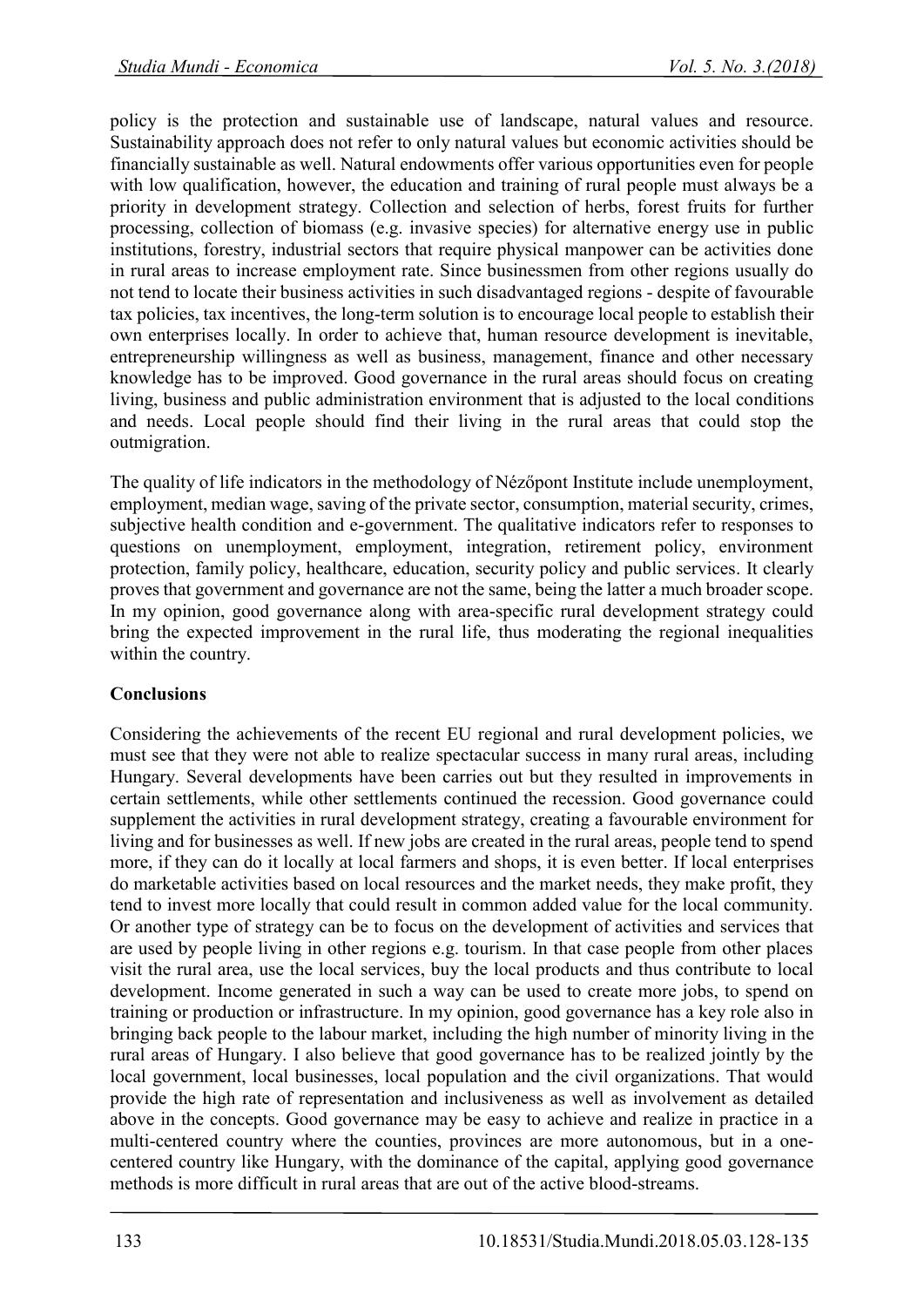policy is the protection and sustainable use of landscape, natural values and resource. Sustainability approach does not refer to only natural values but economic activities should be financially sustainable as well. Natural endowments offer various opportunities even for people with low qualification, however, the education and training of rural people must always be a priority in development strategy. Collection and selection of herbs, forest fruits for further processing, collection of biomass (e.g. invasive species) for alternative energy use in public institutions, forestry, industrial sectors that require physical manpower can be activities done in rural areas to increase employment rate. Since businessmen from other regions usually do not tend to locate their business activities in such disadvantaged regions - despite of favourable tax policies, tax incentives, the long-term solution is to encourage local people to establish their own enterprises locally. In order to achieve that, human resource development is inevitable, entrepreneurship willingness as well as business, management, finance and other necessary knowledge has to be improved. Good governance in the rural areas should focus on creating living, business and public administration environment that is adjusted to the local conditions and needs. Local people should find their living in the rural areas that could stop the outmigration.

The quality of life indicators in the methodology of Nézőpont Institute include unemployment, employment, median wage, saving of the private sector, consumption, material security, crimes, subjective health condition and e-government. The qualitative indicators refer to responses to questions on unemployment, employment, integration, retirement policy, environment protection, family policy, healthcare, education, security policy and public services. It clearly proves that government and governance are not the same, being the latter a much broader scope. In my opinion, good governance along with area-specific rural development strategy could bring the expected improvement in the rural life, thus moderating the regional inequalities within the country.

## Conclusions

Considering the achievements of the recent EU regional and rural development policies, we must see that they were not able to realize spectacular success in many rural areas, including Hungary. Several developments have been carries out but they resulted in improvements in certain settlements, while other settlements continued the recession. Good governance could supplement the activities in rural development strategy, creating a favourable environment for living and for businesses as well. If new jobs are created in the rural areas, people tend to spend more, if they can do it locally at local farmers and shops, it is even better. If local enterprises do marketable activities based on local resources and the market needs, they make profit, they tend to invest more locally that could result in common added value for the local community. Or another type of strategy can be to focus on the development of activities and services that are used by people living in other regions e.g. tourism. In that case people from other places visit the rural area, use the local services, buy the local products and thus contribute to local development. Income generated in such a way can be used to create more jobs, to spend on training or production or infrastructure. In my opinion, good governance has a key role also in bringing back people to the labour market, including the high number of minority living in the rural areas of Hungary. I also believe that good governance has to be realized jointly by the local government, local businesses, local population and the civil organizations. That would provide the high rate of representation and inclusiveness as well as involvement as detailed above in the concepts. Good governance may be easy to achieve and realize in practice in a multi-centered country where the counties, provinces are more autonomous, but in a one-centered country like Hungary, with the dominance of the capital, applying good governance methods is more difficult in rural areas that are out of the active blood-streams.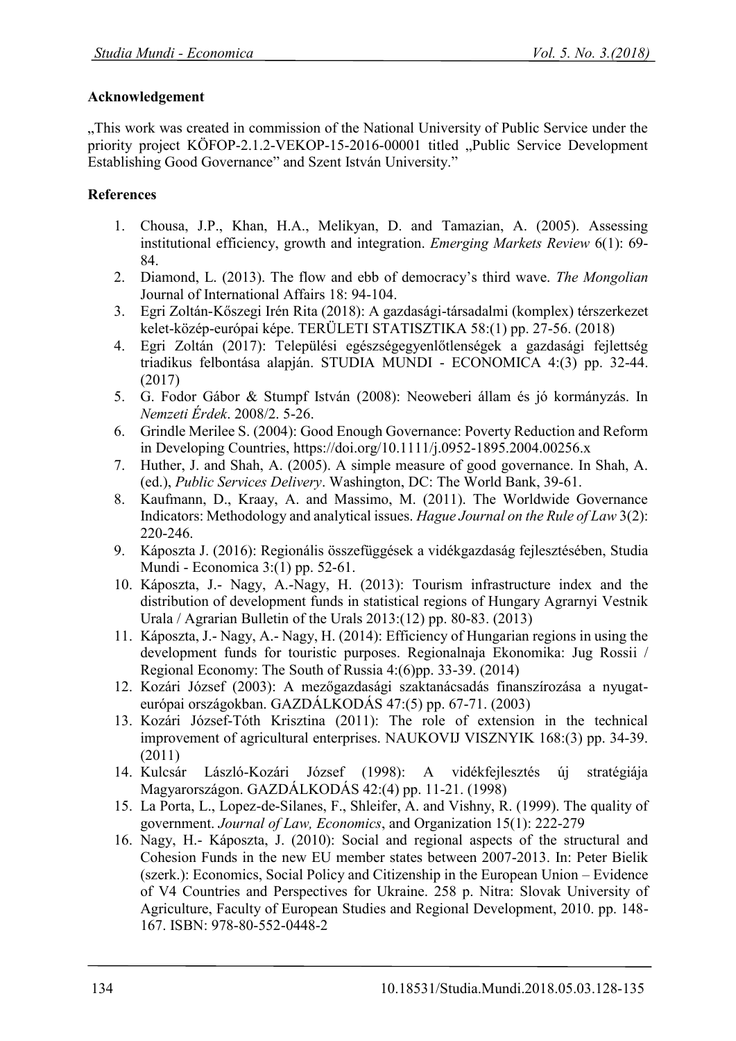**Acknowledgement**

„This work was created in commission of the National University of Public Service under the priority project KÖFOP-2.1.2-VEKOP-15-2016-00001 titled „Public Service Development Establishing Good Governance" and Szent István University."

**References**

1. Chousa, J.P., Khan, H.A., Melikyan, D. and Tamazian, A. (2005). Assessing institutional efficiency, growth and integration. *Emerging Markets Review* 6(1): 69-84.
2. Diamond, L. (2013). The flow and ebb of democracy's third wave. *The Mongolian* Journal of International Affairs 18: 94-104.
3. Egri Zoltán-Kőszegi Irén Rita (2018): A gazdasági-társadalmi (komplex) térszerkezet kelet-közép-európai képe. TERÜLETI STATISZTIKA 58:(1) pp. 27-56. (2018)
4. Egri Zoltán (2017): Települési egészségegyenlőtlenségek a gazdasági fejlettség triadikus felbontása alapján. STUDIA MUNDI - ECONOMICA 4:(3) pp. 32-44. (2017)
5. G. Fodor Gábor & Stumpf István (2008): Neoweberi állam és jó kormányzás. In *Nemzeti Érdek*. 2008/2. 5-26.
6. Grindle Merilee S. (2004): Good Enough Governance: Poverty Reduction and Reform in Developing Countries, https://doi.org/10.1111/j.0952-1895.2004.00256.x
7. Huther, J. and Shah, A. (2005). A simple measure of good governance. In Shah, A. (ed.), *Public Services Delivery*. Washington, DC: The World Bank, 39-61.
8. Kaufmann, D., Kraay, A. and Massimo, M. (2011). The Worldwide Governance Indicators: Methodology and analytical issues. *Hague Journal on the Rule of Law* 3(2): 220-246.
9. Káposzta J. (2016): Regionális összefüggések a vidékgazdaság fejlesztésében, Studia Mundi - Economica 3:(1) pp. 52-61.
10. Káposzta, J.- Nagy, A.-Nagy, H. (2013): Tourism infrastructure index and the distribution of development funds in statistical regions of Hungary Agrarnyi Vestnik Urala / Agrarian Bulletin of the Urals 2013:(12) pp. 80-83. (2013)
11. Káposzta, J.- Nagy, A.- Nagy, H. (2014): Efficiency of Hungarian regions in using the development funds for touristic purposes. Regionalnaja Ekonomika: Jug Rossii / Regional Economy: The South of Russia 4:(6)pp. 33-39. (2014)
12. Kozári József (2003): A mezőgazdasági szaktanácsadás finanszírozása a nyugat-európai országokban. GAZDÁLKODÁS 47:(5) pp. 67-71. (2003)
13. Kozári József-Tóth Krisztina (2011): The role of extension in the technical improvement of agricultural enterprises. NAUKOVIJ VISZNYIK 168:(3) pp. 34-39. (2011)
14. Kulcsár László-Kozári József (1998): A vidékfejlesztés új stratégiája Magyarországon. GAZDÁLKODÁS 42:(4) pp. 11-21. (1998)
15. La Porta, L., Lopez-de-Silanes, F., Shleifer, A. and Vishny, R. (1999). The quality of government. *Journal of Law, Economics*, and Organization 15(1): 222-279
16. Nagy, H.- Káposzta, J. (2010): Social and regional aspects of the structural and Cohesion Funds in the new EU member states between 2007-2013. In: Peter Bielik (szerk.): Economics, Social Policy and Citizenship in the European Union – Evidence of V4 Countries and Perspectives for Ukraine. 258 p. Nitra: Slovak University of Agriculture, Faculty of European Studies and Regional Development, 2010. pp. 148-167. ISBN: 978-80-552-0448-2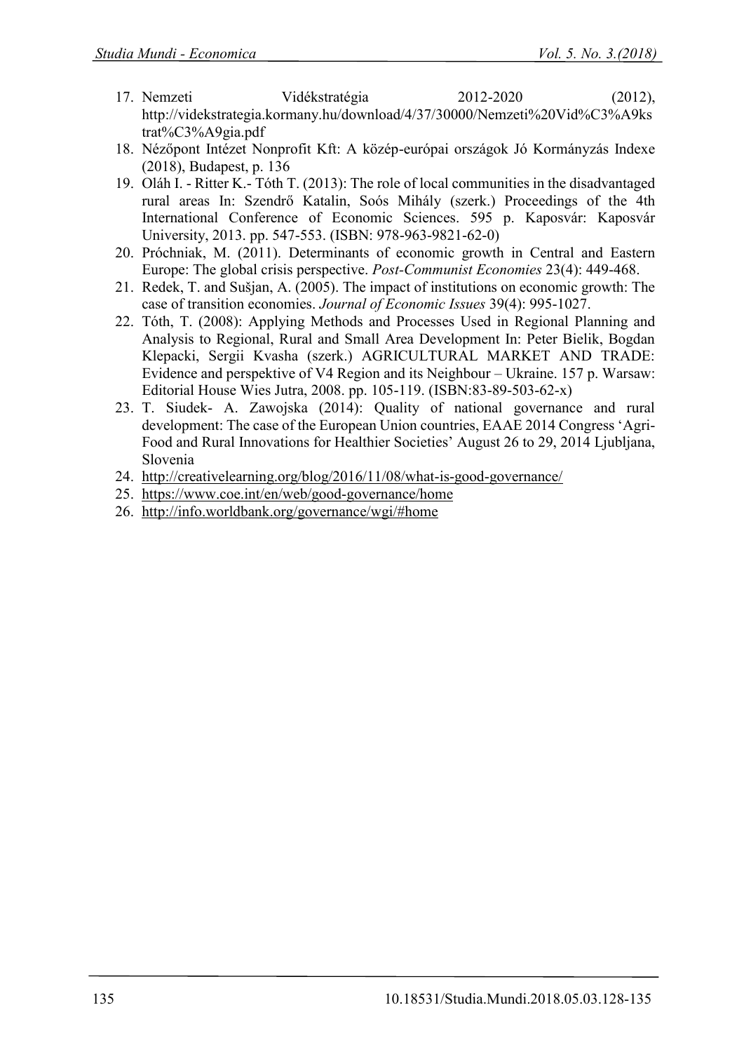17. Nemzeti Vidékstratégia 2012-2020 (2012), http://videkstrategia.kormany.hu/download/4/37/30000/Nemzeti%20Vid%C3%A9kstrat%C3%A9gia.pdf
18. Nézőpont Intézet Nonprofit Kft: A közép-európai országok Jó Kormányzás Indexe (2018), Budapest, p. 136
19. Oláh I. - Ritter K.- Tóth T. (2013): The role of local communities in the disadvantaged rural areas In: Szendrő Katalin, Soós Mihály (szerk.) Proceedings of the 4th International Conference of Economic Sciences. 595 p. Kaposvár: Kaposvár University, 2013. pp. 547-553. (ISBN: 978-963-9821-62-0)
20. Próchniak, M. (2011). Determinants of economic growth in Central and Eastern Europe: The global crisis perspective. *Post-Communist Economies* 23(4): 449-468.
21. Redek, T. and Sušjan, A. (2005). The impact of institutions on economic growth: The case of transition economies. *Journal of Economic Issues* 39(4): 995-1027.
22. Tóth, T. (2008): Applying Methods and Processes Used in Regional Planning and Analysis to Regional, Rural and Small Area Development In: Peter Bielik, Bogdan Klepacki, Sergii Kvasha (szerk.) AGRICULTURAL MARKET AND TRADE: Evidence and perspektive of V4 Region and its Neighbour – Ukraine. 157 p. Warsaw: Editorial House Wies Jutra, 2008. pp. 105-119. (ISBN:83-89-503-62-x)
23. T. Siudek- A. Zawojska (2014): Quality of national governance and rural development: The case of the European Union countries, EAAE 2014 Congress 'Agri-Food and Rural Innovations for Healthier Societies' August 26 to 29, 2014 Ljubljana, Slovenia
24. http://creativelearning.org/blog/2016/11/08/what-is-good-governance/
25. https://www.coe.int/en/web/good-governance/home
26. http://info.worldbank.org/governance/wgi/#home